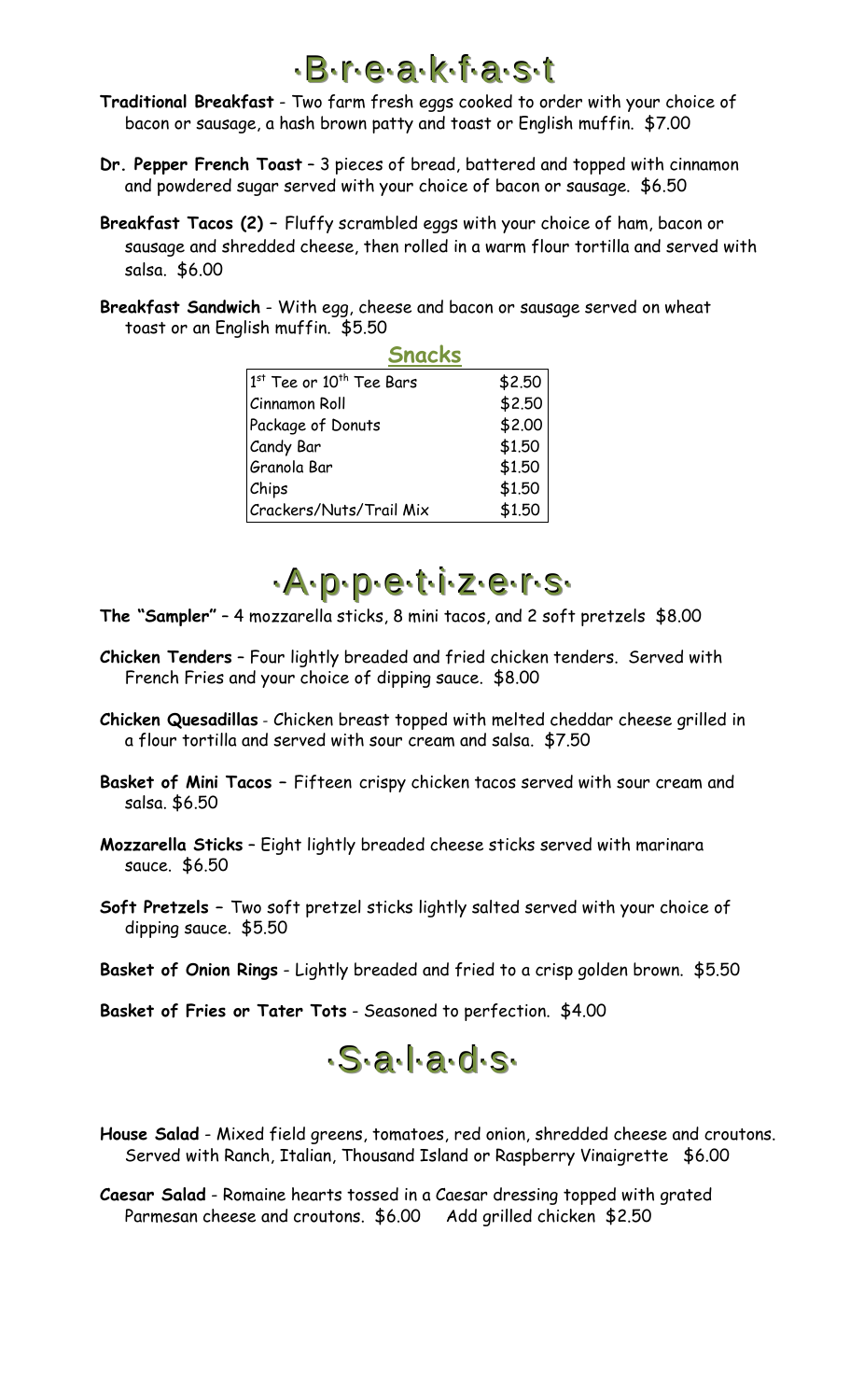# ·B·r·e·a·k·f·a·s·t

**Traditional Breakfast** - Two farm fresh eggs cooked to order with your choice of bacon or sausage, a hash brown patty and toast or English muffin. $7.00

**Dr. Pepper French Toast** – 3 pieces of bread, battered and topped with cinnamon and powdered sugar served with your choice of bacon or sausage. $6.50

**Breakfast Tacos (2)** – Fluffy scrambled eggs with your choice of ham, bacon or sausage and shredded cheese, then rolled in a warm flour tortilla and served with salsa. $6.00

**Breakfast Sandwich** - With egg, cheese and bacon or sausage served on wheat toast or an English muffin. $5.50

## Snacks

| Item | Price |
|---|---|
| 1st Tee or 10th Tee Bars | $2.50 |
| Cinnamon Roll | $2.50 |
| Package of Donuts | $2.00 |
| Candy Bar | $1.50 |
| Granola Bar | $1.50 |
| Chips | $1.50 |
| Crackers/Nuts/Trail Mix | $1.50 |

# ·A·p·p·e·t·i·z·e·r·s·

**The "Sampler"** – 4 mozzarella sticks, 8 mini tacos, and 2 soft pretzels $8.00

**Chicken Tenders** – Four lightly breaded and fried chicken tenders. Served with French Fries and your choice of dipping sauce. $8.00

**Chicken Quesadillas** - Chicken breast topped with melted cheddar cheese grilled in a flour tortilla and served with sour cream and salsa. $7.50

**Basket of Mini Tacos** – Fifteen crispy chicken tacos served with sour cream and salsa. $6.50

**Mozzarella Sticks** – Eight lightly breaded cheese sticks served with marinara sauce. $6.50

**Soft Pretzels** – Two soft pretzel sticks lightly salted served with your choice of dipping sauce. $5.50

**Basket of Onion Rings** - Lightly breaded and fried to a crisp golden brown. $5.50

**Basket of Fries or Tater Tots** - Seasoned to perfection. $4.00

# ·S·a·l·a·d·s·

**House Salad** - Mixed field greens, tomatoes, red onion, shredded cheese and croutons. Served with Ranch, Italian, Thousand Island or Raspberry Vinaigrette $6.00

**Caesar Salad** - Romaine hearts tossed in a Caesar dressing topped with grated Parmesan cheese and croutons. $6.00 Add grilled chicken $2.50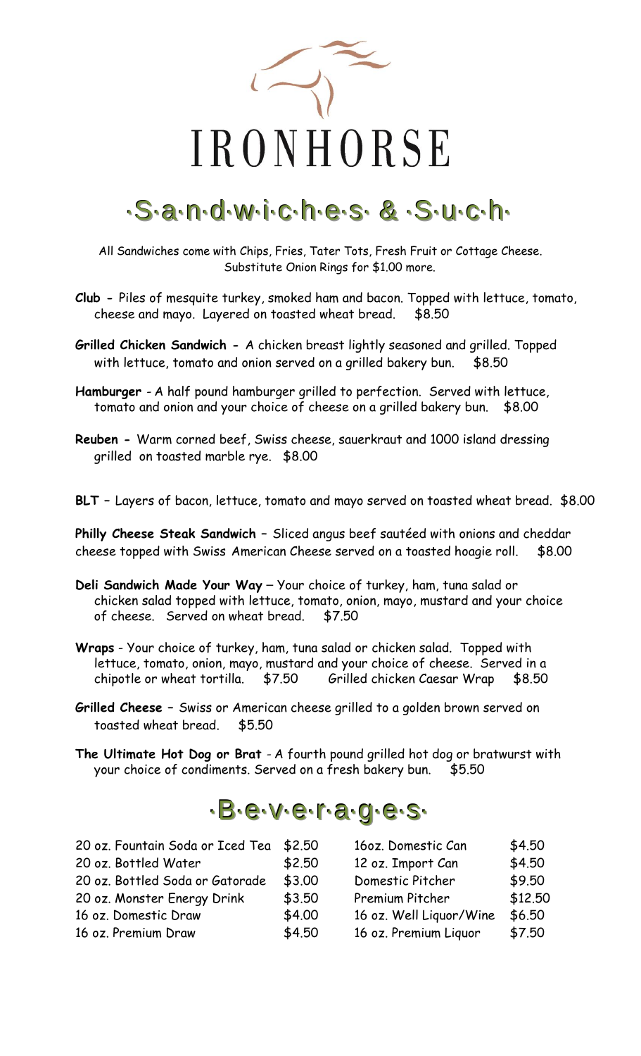# IRONHORSE

## ·S·a·n·d·w·i·c·h·e·s· & ·S·u·c·h·

All Sandwiches come with Chips, Fries, Tater Tots, Fresh Fruit or Cottage Cheese.
Substitute Onion Rings for $1.00 more.

**Club -** Piles of mesquite turkey, smoked ham and bacon. Topped with lettuce, tomato, cheese and mayo. Layered on toasted wheat bread. $8.50

**Grilled Chicken Sandwich -** A chicken breast lightly seasoned and grilled. Topped with lettuce, tomato and onion served on a grilled bakery bun. $8.50

**Hamburger** - A half pound hamburger grilled to perfection. Served with lettuce, tomato and onion and your choice of cheese on a grilled bakery bun. $8.00

**Reuben -** Warm corned beef, Swiss cheese, sauerkraut and 1000 island dressing grilled on toasted marble rye. $8.00

**BLT –** Layers of bacon, lettuce, tomato and mayo served on toasted wheat bread. $8.00

**Philly Cheese Steak Sandwich –** Sliced angus beef sautéed with onions and cheddar cheese topped with Swiss American Cheese served on a toasted hoagie roll. $8.00

**Deli Sandwich Made Your Way** – Your choice of turkey, ham, tuna salad or chicken salad topped with lettuce, tomato, onion, mayo, mustard and your choice of cheese. Served on wheat bread. $7.50

**Wraps** - Your choice of turkey, ham, tuna salad or chicken salad. Topped with lettuce, tomato, onion, mayo, mustard and your choice of cheese. Served in a chipotle or wheat tortilla. $7.50 Grilled chicken Caesar Wrap $8.50

**Grilled Cheese –** Swiss or American cheese grilled to a golden brown served on toasted wheat bread. $5.50

**The Ultimate Hot Dog or Brat** - A fourth pound grilled hot dog or bratwurst with your choice of condiments. Served on a fresh bakery bun. $5.50

## ·B·e·v·e·r·a·g·e·s·

| | | | |
|---|---|---|---|
| 20 oz. Fountain Soda or Iced Tea | $2.50 | 16oz. Domestic Can | $4.50 |
| 20 oz. Bottled Water | $2.50 | 12 oz. Import Can | $4.50 |
| 20 oz. Bottled Soda or Gatorade | $3.00 | Domestic Pitcher | $9.50 |
| 20 oz. Monster Energy Drink | $3.50 | Premium Pitcher | $12.50 |
| 16 oz. Domestic Draw | $4.00 | 16 oz. Well Liquor/Wine | $6.50 |
| 16 oz. Premium Draw | $4.50 | 16 oz. Premium Liquor | $7.50 |